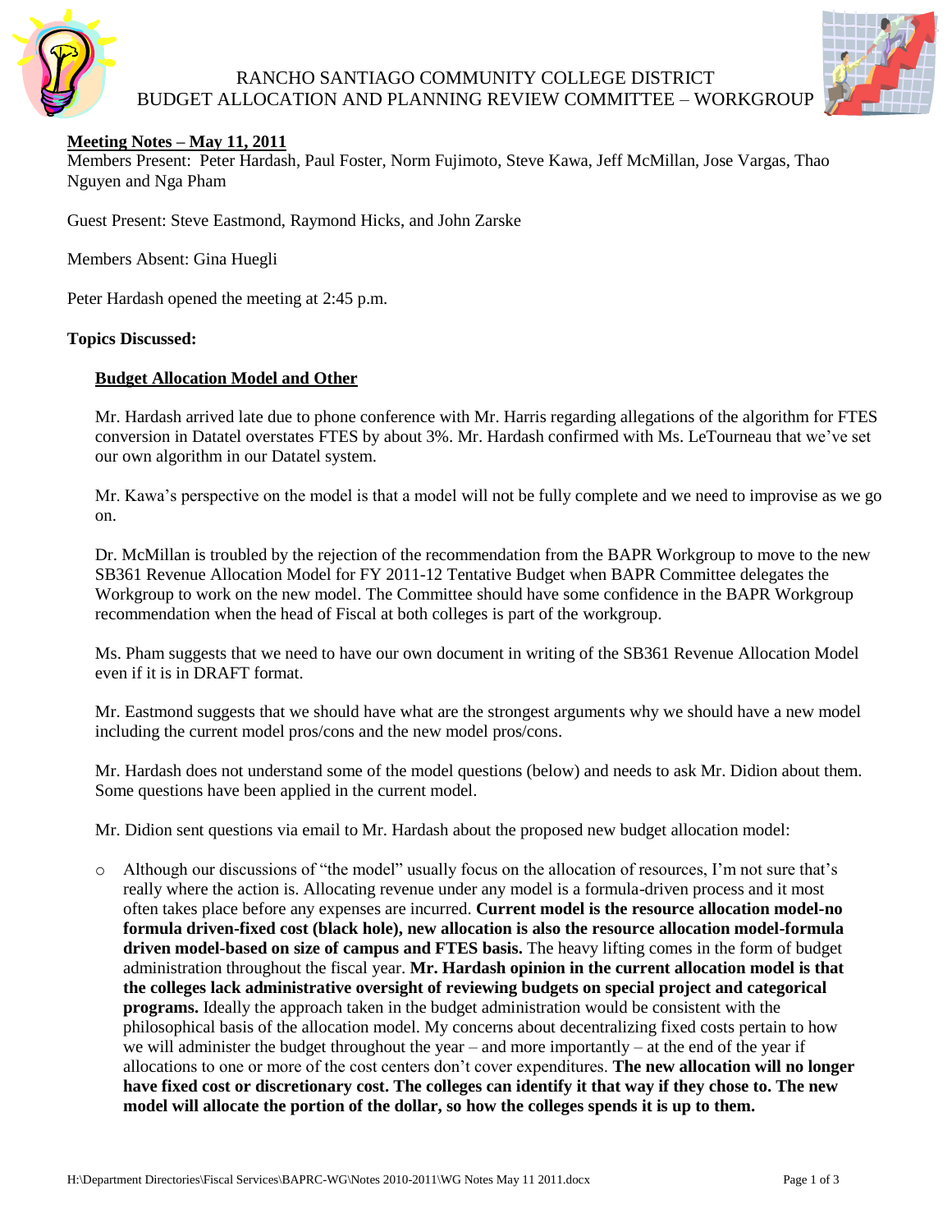# RANCHO SANTIAGO COMMUNITY COLLEGE DISTRICT
## BUDGET ALLOCATION AND PLANNING REVIEW COMMITTEE – WORKGROUP

**Meeting Notes – May 11, 2011**

Members Present: Peter Hardash, Paul Foster, Norm Fujimoto, Steve Kawa, Jeff McMillan, Jose Vargas, Thao Nguyen and Nga Pham

Guest Present: Steve Eastmond, Raymond Hicks, and John Zarske

Members Absent: Gina Huegli

Peter Hardash opened the meeting at 2:45 p.m.

**Topics Discussed:**

**Budget Allocation Model and Other**

Mr. Hardash arrived late due to phone conference with Mr. Harris regarding allegations of the algorithm for FTES conversion in Datatel overstates FTES by about 3%. Mr. Hardash confirmed with Ms. LeTourneau that we've set our own algorithm in our Datatel system.

Mr. Kawa's perspective on the model is that a model will not be fully complete and we need to improvise as we go on.

Dr. McMillan is troubled by the rejection of the recommendation from the BAPR Workgroup to move to the new SB361 Revenue Allocation Model for FY 2011-12 Tentative Budget when BAPR Committee delegates the Workgroup to work on the new model. The Committee should have some confidence in the BAPR Workgroup recommendation when the head of Fiscal at both colleges is part of the workgroup.

Ms. Pham suggests that we need to have our own document in writing of the SB361 Revenue Allocation Model even if it is in DRAFT format.

Mr. Eastmond suggests that we should have what are the strongest arguments why we should have a new model including the current model pros/cons and the new model pros/cons.

Mr. Hardash does not understand some of the model questions (below) and needs to ask Mr. Didion about them. Some questions have been applied in the current model.

Mr. Didion sent questions via email to Mr. Hardash about the proposed new budget allocation model:

- Although our discussions of "the model" usually focus on the allocation of resources, I'm not sure that's really where the action is. Allocating revenue under any model is a formula-driven process and it most often takes place before any expenses are incurred. **Current model is the resource allocation model-no formula driven-fixed cost (black hole), new allocation is also the resource allocation model-formula driven model-based on size of campus and FTES basis.** The heavy lifting comes in the form of budget administration throughout the fiscal year. **Mr. Hardash opinion in the current allocation model is that the colleges lack administrative oversight of reviewing budgets on special project and categorical programs.** Ideally the approach taken in the budget administration would be consistent with the philosophical basis of the allocation model. My concerns about decentralizing fixed costs pertain to how we will administer the budget throughout the year – and more importantly – at the end of the year if allocations to one or more of the cost centers don't cover expenditures. **The new allocation will no longer have fixed cost or discretionary cost. The colleges can identify it that way if they chose to. The new model will allocate the portion of the dollar, so how the colleges spends it is up to them.**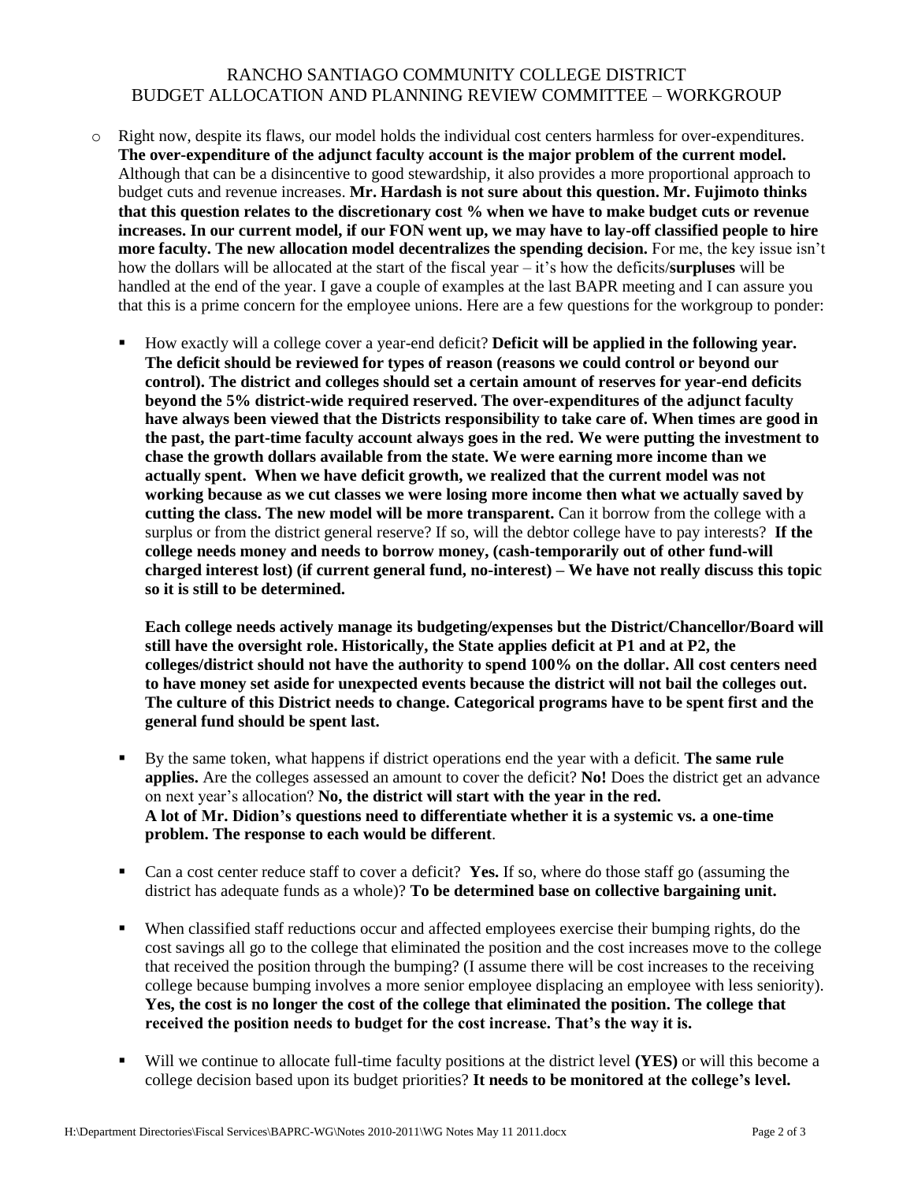RANCHO SANTIAGO COMMUNITY COLLEGE DISTRICT
BUDGET ALLOCATION AND PLANNING REVIEW COMMITTEE – WORKGROUP

- Right now, despite its flaws, our model holds the individual cost centers harmless for over-expenditures. **The over-expenditure of the adjunct faculty account is the major problem of the current model.** Although that can be a disincentive to good stewardship, it also provides a more proportional approach to budget cuts and revenue increases. **Mr. Hardash is not sure about this question. Mr. Fujimoto thinks that this question relates to the discretionary cost % when we have to make budget cuts or revenue increases. In our current model, if our FON went up, we may have to lay-off classified people to hire more faculty. The new allocation model decentralizes the spending decision.** For me, the key issue isn't how the dollars will be allocated at the start of the fiscal year – it's how the deficits/**surpluses** will be handled at the end of the year. I gave a couple of examples at the last BAPR meeting and I can assure you that this is a prime concern for the employee unions. Here are a few questions for the workgroup to ponder:

  - How exactly will a college cover a year-end deficit? **Deficit will be applied in the following year. The deficit should be reviewed for types of reason (reasons we could control or beyond our control). The district and colleges should set a certain amount of reserves for year-end deficits beyond the 5% district-wide required reserved. The over-expenditures of the adjunct faculty have always been viewed that the Districts responsibility to take care of. When times are good in the past, the part-time faculty account always goes in the red. We were putting the investment to chase the growth dollars available from the state. We were earning more income than we actually spent. When we have deficit growth, we realized that the current model was not working because as we cut classes we were losing more income then what we actually saved by cutting the class. The new model will be more transparent.** Can it borrow from the college with a surplus or from the district general reserve? If so, will the debtor college have to pay interests? **If the college needs money and needs to borrow money, (cash-temporarily out of other fund-will charged interest lost) (if current general fund, no-interest) – We have not really discuss this topic so it is still to be determined.**

    **Each college needs actively manage its budgeting/expenses but the District/Chancellor/Board will still have the oversight role. Historically, the State applies deficit at P1 and at P2, the colleges/district should not have the authority to spend 100% on the dollar. All cost centers need to have money set aside for unexpected events because the district will not bail the colleges out. The culture of this District needs to change. Categorical programs have to be spent first and the general fund should be spent last.**

  - By the same token, what happens if district operations end the year with a deficit. **The same rule applies.** Are the colleges assessed an amount to cover the deficit? **No!** Does the district get an advance on next year's allocation? **No, the district will start with the year in the red.**
    **A lot of Mr. Didion's questions need to differentiate whether it is a systemic vs. a one-time problem. The response to each would be different**.

  - Can a cost center reduce staff to cover a deficit? **Yes.** If so, where do those staff go (assuming the district has adequate funds as a whole)? **To be determined base on collective bargaining unit.**

  - When classified staff reductions occur and affected employees exercise their bumping rights, do the cost savings all go to the college that eliminated the position and the cost increases move to the college that received the position through the bumping? (I assume there will be cost increases to the receiving college because bumping involves a more senior employee displacing an employee with less seniority). **Yes, the cost is no longer the cost of the college that eliminated the position. The college that received the position needs to budget for the cost increase. That's the way it is.**

  - Will we continue to allocate full-time faculty positions at the district level **(YES)** or will this become a college decision based upon its budget priorities? **It needs to be monitored at the college's level.**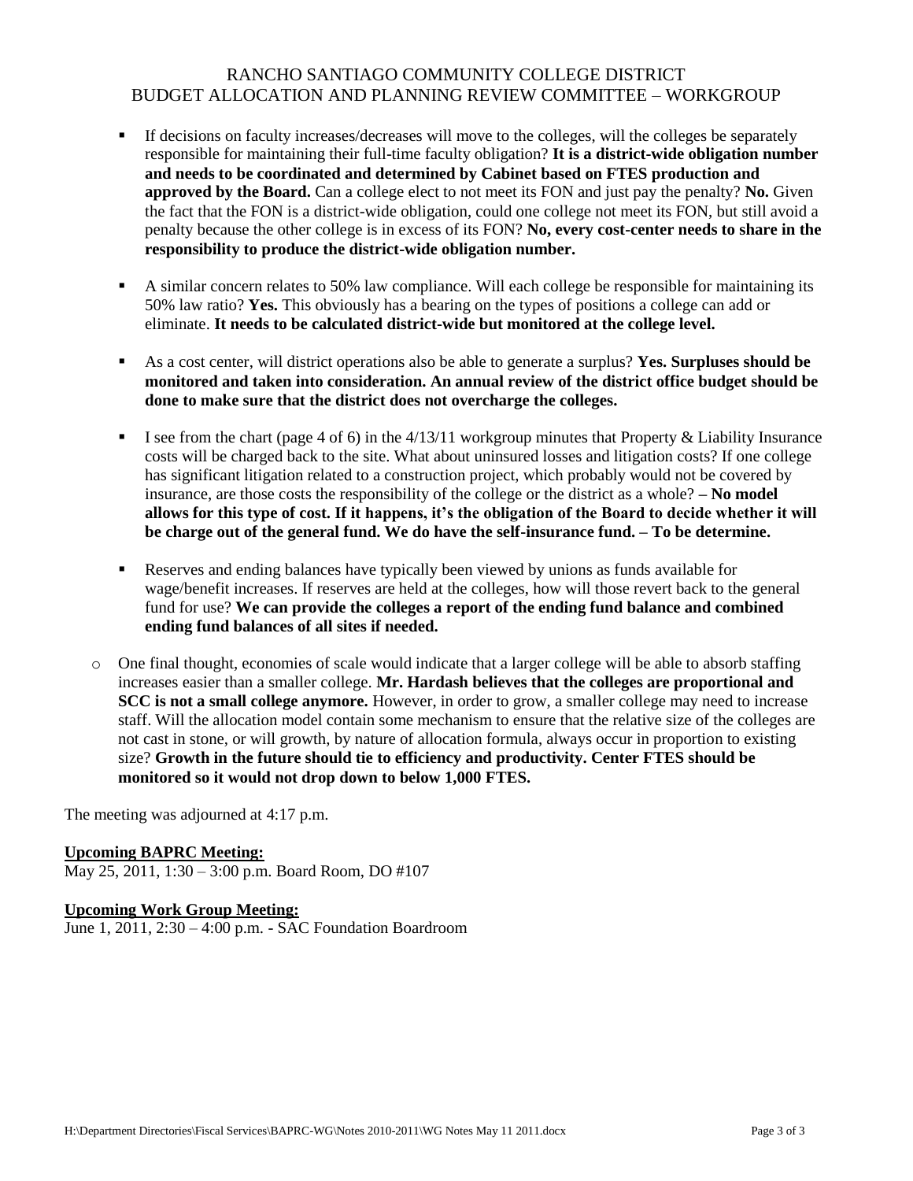RANCHO SANTIAGO COMMUNITY COLLEGE DISTRICT
BUDGET ALLOCATION AND PLANNING REVIEW COMMITTEE – WORKGROUP

- If decisions on faculty increases/decreases will move to the colleges, will the colleges be separately responsible for maintaining their full-time faculty obligation? **It is a district-wide obligation number and needs to be coordinated and determined by Cabinet based on FTES production and approved by the Board.** Can a college elect to not meet its FON and just pay the penalty? **No.** Given the fact that the FON is a district-wide obligation, could one college not meet its FON, but still avoid a penalty because the other college is in excess of its FON? **No, every cost-center needs to share in the responsibility to produce the district-wide obligation number.**

- A similar concern relates to 50% law compliance. Will each college be responsible for maintaining its 50% law ratio? **Yes.** This obviously has a bearing on the types of positions a college can add or eliminate. **It needs to be calculated district-wide but monitored at the college level.**

- As a cost center, will district operations also be able to generate a surplus? **Yes. Surpluses should be monitored and taken into consideration. An annual review of the district office budget should be done to make sure that the district does not overcharge the colleges.**

- I see from the chart (page 4 of 6) in the 4/13/11 workgroup minutes that Property & Liability Insurance costs will be charged back to the site. What about uninsured losses and litigation costs? If one college has significant litigation related to a construction project, which probably would not be covered by insurance, are those costs the responsibility of the college or the district as a whole? **– No model allows for this type of cost. If it happens, it's the obligation of the Board to decide whether it will be charge out of the general fund. We do have the self-insurance fund. – To be determine.**

- Reserves and ending balances have typically been viewed by unions as funds available for wage/benefit increases. If reserves are held at the colleges, how will those revert back to the general fund for use? **We can provide the colleges a report of the ending fund balance and combined ending fund balances of all sites if needed.**

  - One final thought, economies of scale would indicate that a larger college will be able to absorb staffing increases easier than a smaller college. **Mr. Hardash believes that the colleges are proportional and SCC is not a small college anymore.** However, in order to grow, a smaller college may need to increase staff. Will the allocation model contain some mechanism to ensure that the relative size of the colleges are not cast in stone, or will growth, by nature of allocation formula, always occur in proportion to existing size? **Growth in the future should tie to efficiency and productivity. Center FTES should be monitored so it would not drop down to below 1,000 FTES.**

The meeting was adjourned at 4:17 p.m.

**Upcoming BAPRC Meeting:**
May 25, 2011, 1:30 – 3:00 p.m. Board Room, DO #107

**Upcoming Work Group Meeting:**
June 1, 2011, 2:30 – 4:00 p.m. - SAC Foundation Boardroom